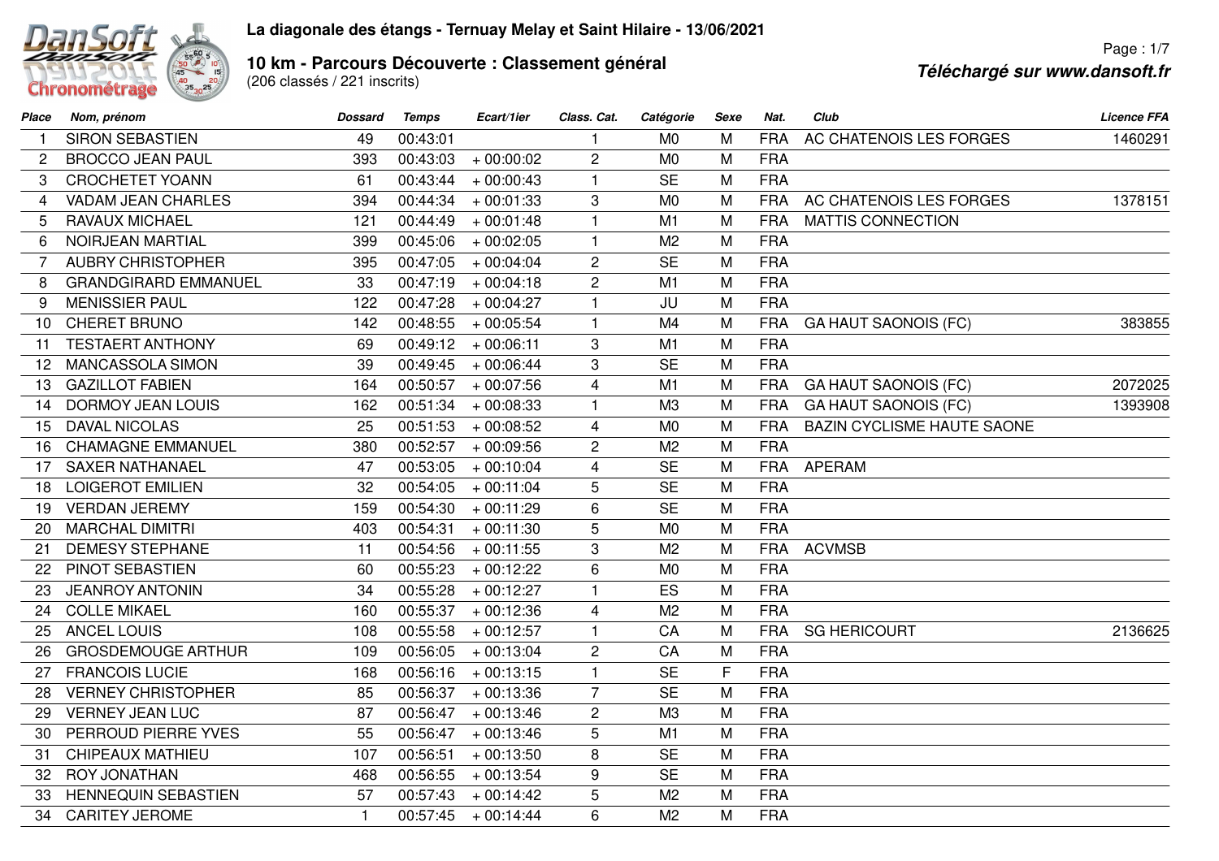# La diagonale des étangs - Ternuay Melay et Saint Hilaire - 13/06/2021

## 10 km - Parcours Découverte : Classement général

(206 classés / 221 inscrits)

***Téléchargé sur www.dansoft.fr***

| Place | Nom, prénom | Dossard | Temps | Ecart/1ier | Class. Cat. | Catégorie | Sexe | Nat. | Club | Licence FFA |
|---|---|---|---|---|---|---|---|---|---|---|
| 1 | SIRON SEBASTIEN | 49 | 00:43:01 | | 1 | M0 | M | FRA | AC CHATENOIS LES FORGES | 1460291 |
| 2 | BROCCO JEAN PAUL | 393 | 00:43:03 | + 00:00:02 | 2 | M0 | M | FRA | | |
| 3 | CROCHETET YOANN | 61 | 00:43:44 | + 00:00:43 | 1 | SE | M | FRA | | |
| 4 | VADAM JEAN CHARLES | 394 | 00:44:34 | + 00:01:33 | 3 | M0 | M | FRA | AC CHATENOIS LES FORGES | 1378151 |
| 5 | RAVAUX MICHAEL | 121 | 00:44:49 | + 00:01:48 | 1 | M1 | M | FRA | MATTIS CONNECTION | |
| 6 | NOIRJEAN MARTIAL | 399 | 00:45:06 | + 00:02:05 | 1 | M2 | M | FRA | | |
| 7 | AUBRY CHRISTOPHER | 395 | 00:47:05 | + 00:04:04 | 2 | SE | M | FRA | | |
| 8 | GRANDGIRARD EMMANUEL | 33 | 00:47:19 | + 00:04:18 | 2 | M1 | M | FRA | | |
| 9 | MENISSIER PAUL | 122 | 00:47:28 | + 00:04:27 | 1 | JU | M | FRA | | |
| 10 | CHERET BRUNO | 142 | 00:48:55 | + 00:05:54 | 1 | M4 | M | FRA | GA HAUT SAONOIS (FC) | 383855 |
| 11 | TESTAERT ANTHONY | 69 | 00:49:12 | + 00:06:11 | 3 | M1 | M | FRA | | |
| 12 | MANCASSOLA SIMON | 39 | 00:49:45 | + 00:06:44 | 3 | SE | M | FRA | | |
| 13 | GAZILLOT FABIEN | 164 | 00:50:57 | + 00:07:56 | 4 | M1 | M | FRA | GA HAUT SAONOIS (FC) | 2072025 |
| 14 | DORMOY JEAN LOUIS | 162 | 00:51:34 | + 00:08:33 | 1 | M3 | M | FRA | GA HAUT SAONOIS (FC) | 1393908 |
| 15 | DAVAL NICOLAS | 25 | 00:51:53 | + 00:08:52 | 4 | M0 | M | FRA | BAZIN CYCLISME HAUTE SAONE | |
| 16 | CHAMAGNE EMMANUEL | 380 | 00:52:57 | + 00:09:56 | 2 | M2 | M | FRA | | |
| 17 | SAXER NATHANAEL | 47 | 00:53:05 | + 00:10:04 | 4 | SE | M | FRA | APERAM | |
| 18 | LOIGEROT EMILIEN | 32 | 00:54:05 | + 00:11:04 | 5 | SE | M | FRA | | |
| 19 | VERDAN JEREMY | 159 | 00:54:30 | + 00:11:29 | 6 | SE | M | FRA | | |
| 20 | MARCHAL DIMITRI | 403 | 00:54:31 | + 00:11:30 | 5 | M0 | M | FRA | | |
| 21 | DEMESY STEPHANE | 11 | 00:54:56 | + 00:11:55 | 3 | M2 | M | FRA | ACVMSB | |
| 22 | PINOT SEBASTIEN | 60 | 00:55:23 | + 00:12:22 | 6 | M0 | M | FRA | | |
| 23 | JEANROY ANTONIN | 34 | 00:55:28 | + 00:12:27 | 1 | ES | M | FRA | | |
| 24 | COLLE MIKAEL | 160 | 00:55:37 | + 00:12:36 | 4 | M2 | M | FRA | | |
| 25 | ANCEL LOUIS | 108 | 00:55:58 | + 00:12:57 | 1 | CA | M | FRA | SG HERICOURT | 2136625 |
| 26 | GROSDEMOUGE ARTHUR | 109 | 00:56:05 | + 00:13:04 | 2 | CA | M | FRA | | |
| 27 | FRANCOIS LUCIE | 168 | 00:56:16 | + 00:13:15 | 1 | SE | F | FRA | | |
| 28 | VERNEY CHRISTOPHER | 85 | 00:56:37 | + 00:13:36 | 7 | SE | M | FRA | | |
| 29 | VERNEY JEAN LUC | 87 | 00:56:47 | + 00:13:46 | 2 | M3 | M | FRA | | |
| 30 | PERROUD PIERRE YVES | 55 | 00:56:47 | + 00:13:46 | 5 | M1 | M | FRA | | |
| 31 | CHIPEAUX MATHIEU | 107 | 00:56:51 | + 00:13:50 | 8 | SE | M | FRA | | |
| 32 | ROY JONATHAN | 468 | 00:56:55 | + 00:13:54 | 9 | SE | M | FRA | | |
| 33 | HENNEQUIN SEBASTIEN | 57 | 00:57:43 | + 00:14:42 | 5 | M2 | M | FRA | | |
| 34 | CARITEY JEROME | 1 | 00:57:45 | + 00:14:44 | 6 | M2 | M | FRA | | |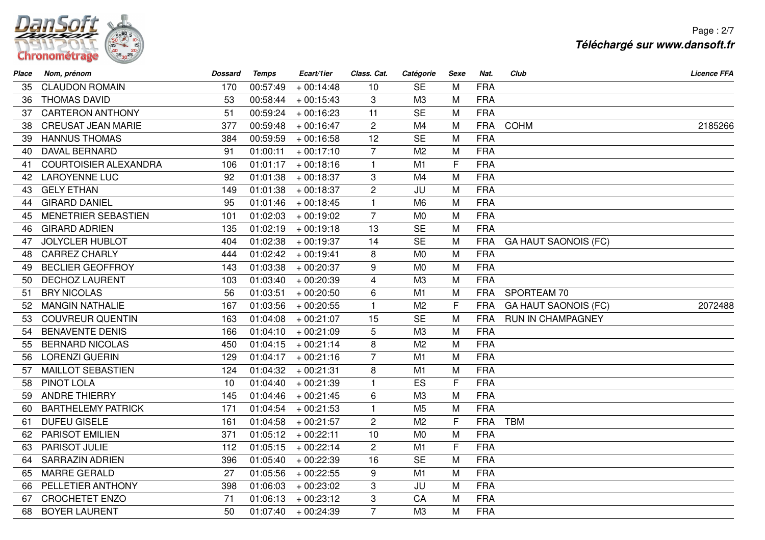| Place | Nom, prénom | Dossard | Temps | Ecart/1ier | Class. Cat. | Catégorie | Sexe | Nat. | Club | Licence FFA |
|---|---|---|---|---|---|---|---|---|---|---|
| 35 | CLAUDON ROMAIN | 170 | 00:57:49 | + 00:14:48 | 10 | SE | M | FRA | | |
| 36 | THOMAS DAVID | 53 | 00:58:44 | + 00:15:43 | 3 | M3 | M | FRA | | |
| 37 | CARTERON ANTHONY | 51 | 00:59:24 | + 00:16:23 | 11 | SE | M | FRA | | |
| 38 | CREUSAT JEAN MARIE | 377 | 00:59:48 | + 00:16:47 | 2 | M4 | M | FRA | COHM | 2185266 |
| 39 | HANNUS THOMAS | 384 | 00:59:59 | + 00:16:58 | 12 | SE | M | FRA | | |
| 40 | DAVAL BERNARD | 91 | 01:00:11 | + 00:17:10 | 7 | M2 | M | FRA | | |
| 41 | COURTOISIER ALEXANDRA | 106 | 01:01:17 | + 00:18:16 | 1 | M1 | F | FRA | | |
| 42 | LAROYENNE LUC | 92 | 01:01:38 | + 00:18:37 | 3 | M4 | M | FRA | | |
| 43 | GELY ETHAN | 149 | 01:01:38 | + 00:18:37 | 2 | JU | M | FRA | | |
| 44 | GIRARD DANIEL | 95 | 01:01:46 | + 00:18:45 | 1 | M6 | M | FRA | | |
| 45 | MENETRIER SEBASTIEN | 101 | 01:02:03 | + 00:19:02 | 7 | M0 | M | FRA | | |
| 46 | GIRARD ADRIEN | 135 | 01:02:19 | + 00:19:18 | 13 | SE | M | FRA | | |
| 47 | JOLYCLER HUBLOT | 404 | 01:02:38 | + 00:19:37 | 14 | SE | M | FRA | GA HAUT SAONOIS (FC) | |
| 48 | CARREZ CHARLY | 444 | 01:02:42 | + 00:19:41 | 8 | M0 | M | FRA | | |
| 49 | BECLIER GEOFFROY | 143 | 01:03:38 | + 00:20:37 | 9 | M0 | M | FRA | | |
| 50 | DECHOZ LAURENT | 103 | 01:03:40 | + 00:20:39 | 4 | M3 | M | FRA | | |
| 51 | BRY NICOLAS | 56 | 01:03:51 | + 00:20:50 | 6 | M1 | M | FRA | SPORTEAM 70 | |
| 52 | MANGIN NATHALIE | 167 | 01:03:56 | + 00:20:55 | 1 | M2 | F | FRA | GA HAUT SAONOIS (FC) | 2072488 |
| 53 | COUVREUR QUENTIN | 163 | 01:04:08 | + 00:21:07 | 15 | SE | M | FRA | RUN IN CHAMPAGNEY | |
| 54 | BENAVENTE DENIS | 166 | 01:04:10 | + 00:21:09 | 5 | M3 | M | FRA | | |
| 55 | BERNARD NICOLAS | 450 | 01:04:15 | + 00:21:14 | 8 | M2 | M | FRA | | |
| 56 | LORENZI GUERIN | 129 | 01:04:17 | + 00:21:16 | 7 | M1 | M | FRA | | |
| 57 | MAILLOT SEBASTIEN | 124 | 01:04:32 | + 00:21:31 | 8 | M1 | M | FRA | | |
| 58 | PINOT LOLA | 10 | 01:04:40 | + 00:21:39 | 1 | ES | F | FRA | | |
| 59 | ANDRE THIERRY | 145 | 01:04:46 | + 00:21:45 | 6 | M3 | M | FRA | | |
| 60 | BARTHELEMY PATRICK | 171 | 01:04:54 | + 00:21:53 | 1 | M5 | M | FRA | | |
| 61 | DUFEU GISELE | 161 | 01:04:58 | + 00:21:57 | 2 | M2 | F | FRA | TBM | |
| 62 | PARISOT EMILIEN | 371 | 01:05:12 | + 00:22:11 | 10 | M0 | M | FRA | | |
| 63 | PARISOT JULIE | 112 | 01:05:15 | + 00:22:14 | 2 | M1 | F | FRA | | |
| 64 | SARRAZIN ADRIEN | 396 | 01:05:40 | + 00:22:39 | 16 | SE | M | FRA | | |
| 65 | MARRE GERALD | 27 | 01:05:56 | + 00:22:55 | 9 | M1 | M | FRA | | |
| 66 | PELLETIER ANTHONY | 398 | 01:06:03 | + 00:23:02 | 3 | JU | M | FRA | | |
| 67 | CROCHETET ENZO | 71 | 01:06:13 | + 00:23:12 | 3 | CA | M | FRA | | |
| 68 | BOYER LAURENT | 50 | 01:07:40 | + 00:24:39 | 7 | M3 | M | FRA | | |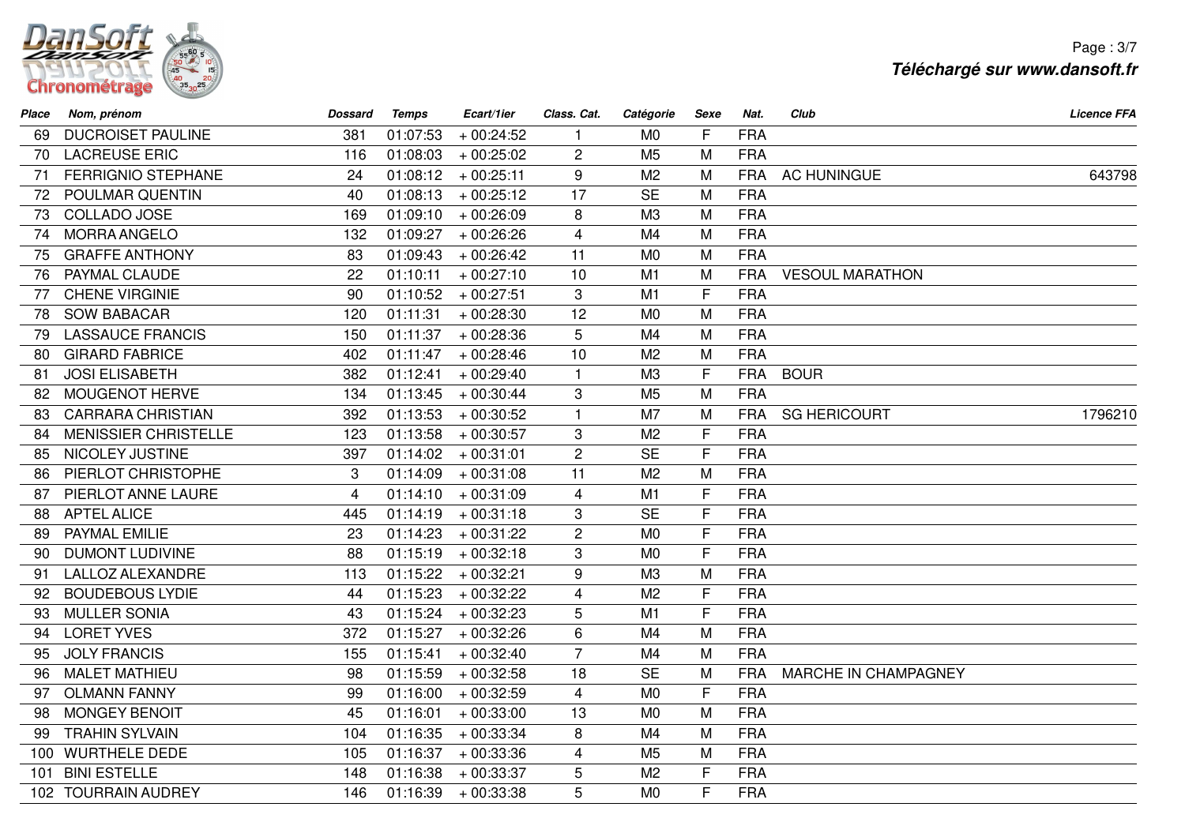| Place | Nom, prénom | Dossard | Temps | Ecart/1ier | Class. Cat. | Catégorie | Sexe | Nat. | Club | Licence FFA |
|---|---|---|---|---|---|---|---|---|---|---|
| 69 | DUCROISET PAULINE | 381 | 01:07:53 | + 00:24:52 | 1 | M0 | F | FRA | | |
| 70 | LACREUSE ERIC | 116 | 01:08:03 | + 00:25:02 | 2 | M5 | M | FRA | | |
| 71 | FERRIGNIO STEPHANE | 24 | 01:08:12 | + 00:25:11 | 9 | M2 | M | FRA | AC HUNINGUE | 643798 |
| 72 | POULMAR QUENTIN | 40 | 01:08:13 | + 00:25:12 | 17 | SE | M | FRA | | |
| 73 | COLLADO JOSE | 169 | 01:09:10 | + 00:26:09 | 8 | M3 | M | FRA | | |
| 74 | MORRA ANGELO | 132 | 01:09:27 | + 00:26:26 | 4 | M4 | M | FRA | | |
| 75 | GRAFFE ANTHONY | 83 | 01:09:43 | + 00:26:42 | 11 | M0 | M | FRA | | |
| 76 | PAYMAL CLAUDE | 22 | 01:10:11 | + 00:27:10 | 10 | M1 | M | FRA | VESOUL MARATHON | |
| 77 | CHENE VIRGINIE | 90 | 01:10:52 | + 00:27:51 | 3 | M1 | F | FRA | | |
| 78 | SOW BABACAR | 120 | 01:11:31 | + 00:28:30 | 12 | M0 | M | FRA | | |
| 79 | LASSAUCE FRANCIS | 150 | 01:11:37 | + 00:28:36 | 5 | M4 | M | FRA | | |
| 80 | GIRARD FABRICE | 402 | 01:11:47 | + 00:28:46 | 10 | M2 | M | FRA | | |
| 81 | JOSI ELISABETH | 382 | 01:12:41 | + 00:29:40 | 1 | M3 | F | FRA | BOUR | |
| 82 | MOUGENOT HERVE | 134 | 01:13:45 | + 00:30:44 | 3 | M5 | M | FRA | | |
| 83 | CARRARA CHRISTIAN | 392 | 01:13:53 | + 00:30:52 | 1 | M7 | M | FRA | SG HERICOURT | 1796210 |
| 84 | MENISSIER CHRISTELLE | 123 | 01:13:58 | + 00:30:57 | 3 | M2 | F | FRA | | |
| 85 | NICOLEY JUSTINE | 397 | 01:14:02 | + 00:31:01 | 2 | SE | F | FRA | | |
| 86 | PIERLOT CHRISTOPHE | 3 | 01:14:09 | + 00:31:08 | 11 | M2 | M | FRA | | |
| 87 | PIERLOT ANNE LAURE | 4 | 01:14:10 | + 00:31:09 | 4 | M1 | F | FRA | | |
| 88 | APTEL ALICE | 445 | 01:14:19 | + 00:31:18 | 3 | SE | F | FRA | | |
| 89 | PAYMAL EMILIE | 23 | 01:14:23 | + 00:31:22 | 2 | M0 | F | FRA | | |
| 90 | DUMONT LUDIVINE | 88 | 01:15:19 | + 00:32:18 | 3 | M0 | F | FRA | | |
| 91 | LALLOZ ALEXANDRE | 113 | 01:15:22 | + 00:32:21 | 9 | M3 | M | FRA | | |
| 92 | BOUDEBOUS LYDIE | 44 | 01:15:23 | + 00:32:22 | 4 | M2 | F | FRA | | |
| 93 | MULLER SONIA | 43 | 01:15:24 | + 00:32:23 | 5 | M1 | F | FRA | | |
| 94 | LORET YVES | 372 | 01:15:27 | + 00:32:26 | 6 | M4 | M | FRA | | |
| 95 | JOLY FRANCIS | 155 | 01:15:41 | + 00:32:40 | 7 | M4 | M | FRA | | |
| 96 | MALET MATHIEU | 98 | 01:15:59 | + 00:32:58 | 18 | SE | M | FRA | MARCHE IN CHAMPAGNEY | |
| 97 | OLMANN FANNY | 99 | 01:16:00 | + 00:32:59 | 4 | M0 | F | FRA | | |
| 98 | MONGEY BENOIT | 45 | 01:16:01 | + 00:33:00 | 13 | M0 | M | FRA | | |
| 99 | TRAHIN SYLVAIN | 104 | 01:16:35 | + 00:33:34 | 8 | M4 | M | FRA | | |
| 100 | WURTHELE DEDE | 105 | 01:16:37 | + 00:33:36 | 4 | M5 | M | FRA | | |
| 101 | BINI ESTELLE | 148 | 01:16:38 | + 00:33:37 | 5 | M2 | F | FRA | | |
| 102 | TOURRAIN AUDREY | 146 | 01:16:39 | + 00:33:38 | 5 | M0 | F | FRA | | |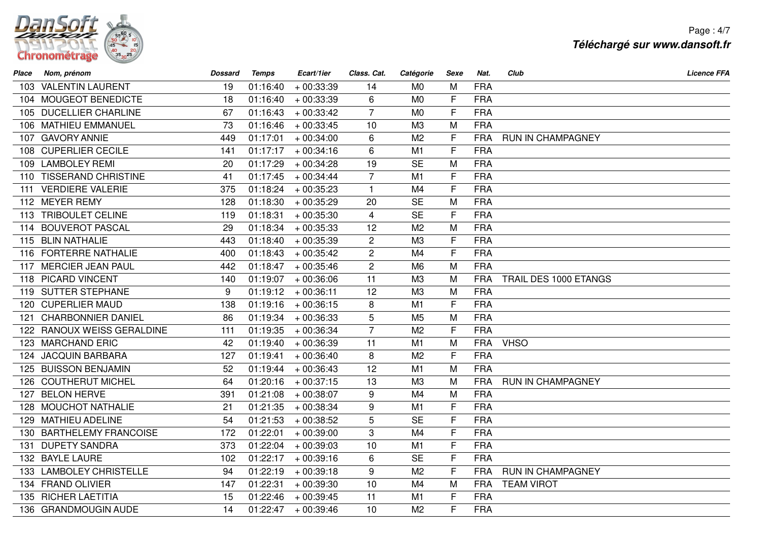| Place | Nom, prénom | Dossard | Temps | Ecart/1ier | Class. Cat. | Catégorie | Sexe | Nat. | Club | Licence FFA |
|---|---|---|---|---|---|---|---|---|---|---|
| 103 | VALENTIN LAURENT | 19 | 01:16:40 | + 00:33:39 | 14 | M0 | M | FRA | | |
| 104 | MOUGEOT BENEDICTE | 18 | 01:16:40 | + 00:33:39 | 6 | M0 | F | FRA | | |
| 105 | DUCELLIER CHARLINE | 67 | 01:16:43 | + 00:33:42 | 7 | M0 | F | FRA | | |
| 106 | MATHIEU EMMANUEL | 73 | 01:16:46 | + 00:33:45 | 10 | M3 | M | FRA | | |
| 107 | GAVORY ANNIE | 449 | 01:17:01 | + 00:34:00 | 6 | M2 | F | FRA | RUN IN CHAMPAGNEY | |
| 108 | CUPERLIER CECILE | 141 | 01:17:17 | + 00:34:16 | 6 | M1 | F | FRA | | |
| 109 | LAMBOLEY REMI | 20 | 01:17:29 | + 00:34:28 | 19 | SE | M | FRA | | |
| 110 | TISSERAND CHRISTINE | 41 | 01:17:45 | + 00:34:44 | 7 | M1 | F | FRA | | |
| 111 | VERDIERE VALERIE | 375 | 01:18:24 | + 00:35:23 | 1 | M4 | F | FRA | | |
| 112 | MEYER REMY | 128 | 01:18:30 | + 00:35:29 | 20 | SE | M | FRA | | |
| 113 | TRIBOULET CELINE | 119 | 01:18:31 | + 00:35:30 | 4 | SE | F | FRA | | |
| 114 | BOUVEROT PASCAL | 29 | 01:18:34 | + 00:35:33 | 12 | M2 | M | FRA | | |
| 115 | BLIN NATHALIE | 443 | 01:18:40 | + 00:35:39 | 2 | M3 | F | FRA | | |
| 116 | FORTERRE NATHALIE | 400 | 01:18:43 | + 00:35:42 | 2 | M4 | F | FRA | | |
| 117 | MERCIER JEAN PAUL | 442 | 01:18:47 | + 00:35:46 | 2 | M6 | M | FRA | | |
| 118 | PICARD VINCENT | 140 | 01:19:07 | + 00:36:06 | 11 | M3 | M | FRA | TRAIL DES 1000 ETANGS | |
| 119 | SUTTER STEPHANE | 9 | 01:19:12 | + 00:36:11 | 12 | M3 | M | FRA | | |
| 120 | CUPERLIER MAUD | 138 | 01:19:16 | + 00:36:15 | 8 | M1 | F | FRA | | |
| 121 | CHARBONNIER DANIEL | 86 | 01:19:34 | + 00:36:33 | 5 | M5 | M | FRA | | |
| 122 | RANOUX WEISS GERALDINE | 111 | 01:19:35 | + 00:36:34 | 7 | M2 | F | FRA | | |
| 123 | MARCHAND ERIC | 42 | 01:19:40 | + 00:36:39 | 11 | M1 | M | FRA | VHSO | |
| 124 | JACQUIN BARBARA | 127 | 01:19:41 | + 00:36:40 | 8 | M2 | F | FRA | | |
| 125 | BUISSON BENJAMIN | 52 | 01:19:44 | + 00:36:43 | 12 | M1 | M | FRA | | |
| 126 | COUTHERUT MICHEL | 64 | 01:20:16 | + 00:37:15 | 13 | M3 | M | FRA | RUN IN CHAMPAGNEY | |
| 127 | BELON HERVE | 391 | 01:21:08 | + 00:38:07 | 9 | M4 | M | FRA | | |
| 128 | MOUCHOT NATHALIE | 21 | 01:21:35 | + 00:38:34 | 9 | M1 | F | FRA | | |
| 129 | MATHIEU ADELINE | 54 | 01:21:53 | + 00:38:52 | 5 | SE | F | FRA | | |
| 130 | BARTHELEMY FRANCOISE | 172 | 01:22:01 | + 00:39:00 | 3 | M4 | F | FRA | | |
| 131 | DUPETY SANDRA | 373 | 01:22:04 | + 00:39:03 | 10 | M1 | F | FRA | | |
| 132 | BAYLE LAURE | 102 | 01:22:17 | + 00:39:16 | 6 | SE | F | FRA | | |
| 133 | LAMBOLEY CHRISTELLE | 94 | 01:22:19 | + 00:39:18 | 9 | M2 | F | FRA | RUN IN CHAMPAGNEY | |
| 134 | FRAND OLIVIER | 147 | 01:22:31 | + 00:39:30 | 10 | M4 | M | FRA | TEAM VIROT | |
| 135 | RICHER LAETITIA | 15 | 01:22:46 | + 00:39:45 | 11 | M1 | F | FRA | | |
| 136 | GRANDMOUGIN AUDE | 14 | 01:22:47 | + 00:39:46 | 10 | M2 | F | FRA | | |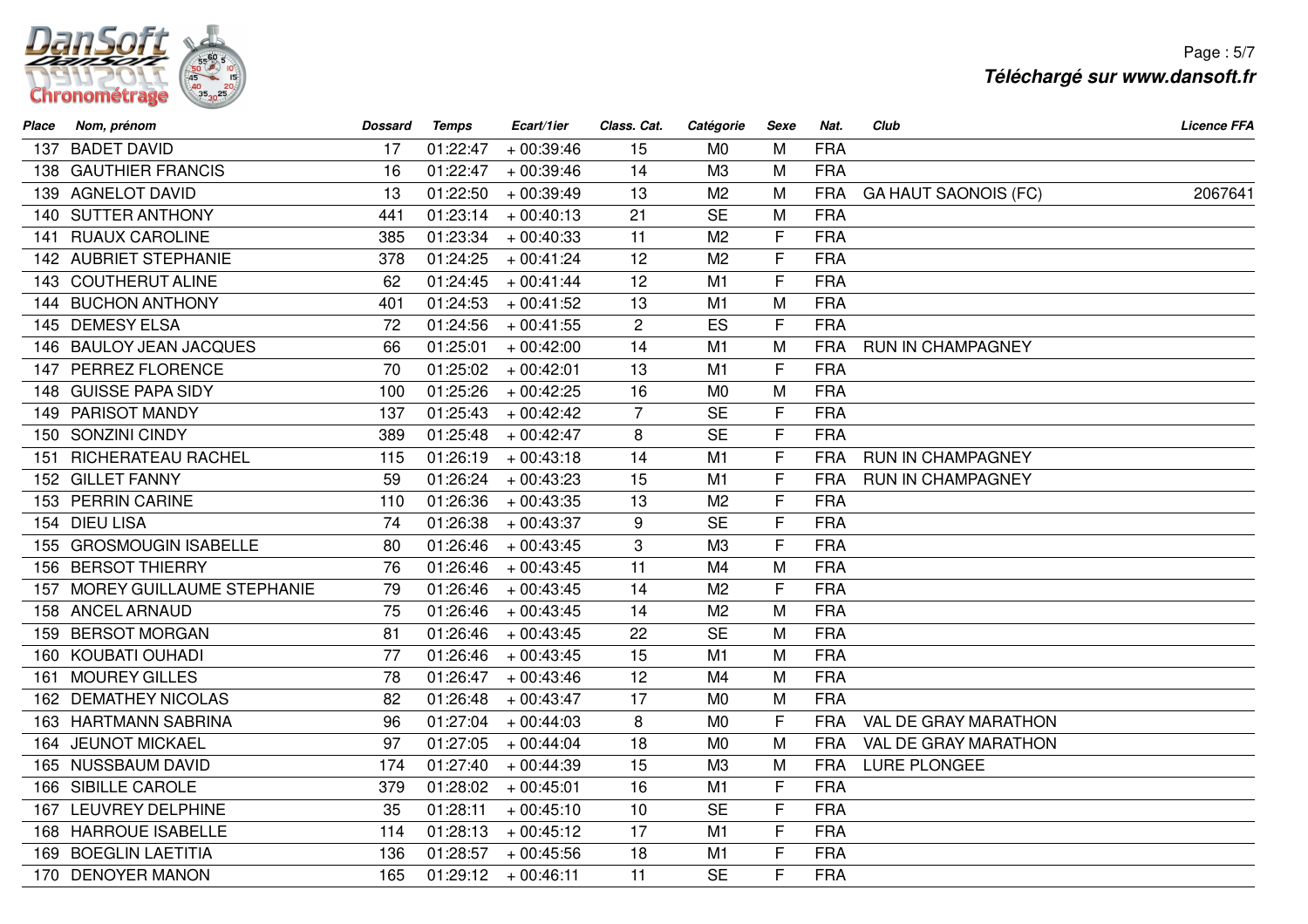| Place | Nom, prénom | Dossard | Temps | Ecart/1ier | Class. Cat. | Catégorie | Sexe | Nat. | Club | Licence FFA |
|---|---|---|---|---|---|---|---|---|---|---|
| 137 | BADET DAVID | 17 | 01:22:47 | + 00:39:46 | 15 | M0 | M | FRA | | |
| 138 | GAUTHIER FRANCIS | 16 | 01:22:47 | + 00:39:46 | 14 | M3 | M | FRA | | |
| 139 | AGNELOT DAVID | 13 | 01:22:50 | + 00:39:49 | 13 | M2 | M | FRA | GA HAUT SAONOIS (FC) | 2067641 |
| 140 | SUTTER ANTHONY | 441 | 01:23:14 | + 00:40:13 | 21 | SE | M | FRA | | |
| 141 | RUAUX CAROLINE | 385 | 01:23:34 | + 00:40:33 | 11 | M2 | F | FRA | | |
| 142 | AUBRIET STEPHANIE | 378 | 01:24:25 | + 00:41:24 | 12 | M2 | F | FRA | | |
| 143 | COUTHERUT ALINE | 62 | 01:24:45 | + 00:41:44 | 12 | M1 | F | FRA | | |
| 144 | BUCHON ANTHONY | 401 | 01:24:53 | + 00:41:52 | 13 | M1 | M | FRA | | |
| 145 | DEMESY ELSA | 72 | 01:24:56 | + 00:41:55 | 2 | ES | F | FRA | | |
| 146 | BAULOY JEAN JACQUES | 66 | 01:25:01 | + 00:42:00 | 14 | M1 | M | FRA | RUN IN CHAMPAGNEY | |
| 147 | PERREZ FLORENCE | 70 | 01:25:02 | + 00:42:01 | 13 | M1 | F | FRA | | |
| 148 | GUISSE PAPA SIDY | 100 | 01:25:26 | + 00:42:25 | 16 | M0 | M | FRA | | |
| 149 | PARISOT MANDY | 137 | 01:25:43 | + 00:42:42 | 7 | SE | F | FRA | | |
| 150 | SONZINI CINDY | 389 | 01:25:48 | + 00:42:47 | 8 | SE | F | FRA | | |
| 151 | RICHERATEAU RACHEL | 115 | 01:26:19 | + 00:43:18 | 14 | M1 | F | FRA | RUN IN CHAMPAGNEY | |
| 152 | GILLET FANNY | 59 | 01:26:24 | + 00:43:23 | 15 | M1 | F | FRA | RUN IN CHAMPAGNEY | |
| 153 | PERRIN CARINE | 110 | 01:26:36 | + 00:43:35 | 13 | M2 | F | FRA | | |
| 154 | DIEU LISA | 74 | 01:26:38 | + 00:43:37 | 9 | SE | F | FRA | | |
| 155 | GROSMOUGIN ISABELLE | 80 | 01:26:46 | + 00:43:45 | 3 | M3 | F | FRA | | |
| 156 | BERSOT THIERRY | 76 | 01:26:46 | + 00:43:45 | 11 | M4 | M | FRA | | |
| 157 | MOREY GUILLAUME STEPHANIE | 79 | 01:26:46 | + 00:43:45 | 14 | M2 | F | FRA | | |
| 158 | ANCEL ARNAUD | 75 | 01:26:46 | + 00:43:45 | 14 | M2 | M | FRA | | |
| 159 | BERSOT MORGAN | 81 | 01:26:46 | + 00:43:45 | 22 | SE | M | FRA | | |
| 160 | KOUBATI OUHADI | 77 | 01:26:46 | + 00:43:45 | 15 | M1 | M | FRA | | |
| 161 | MOUREY GILLES | 78 | 01:26:47 | + 00:43:46 | 12 | M4 | M | FRA | | |
| 162 | DEMATHEY NICOLAS | 82 | 01:26:48 | + 00:43:47 | 17 | M0 | M | FRA | | |
| 163 | HARTMANN SABRINA | 96 | 01:27:04 | + 00:44:03 | 8 | M0 | F | FRA | VAL DE GRAY MARATHON | |
| 164 | JEUNOT MICKAEL | 97 | 01:27:05 | + 00:44:04 | 18 | M0 | M | FRA | VAL DE GRAY MARATHON | |
| 165 | NUSSBAUM DAVID | 174 | 01:27:40 | + 00:44:39 | 15 | M3 | M | FRA | LURE PLONGEE | |
| 166 | SIBILLE CAROLE | 379 | 01:28:02 | + 00:45:01 | 16 | M1 | F | FRA | | |
| 167 | LEUVREY DELPHINE | 35 | 01:28:11 | + 00:45:10 | 10 | SE | F | FRA | | |
| 168 | HARROUE ISABELLE | 114 | 01:28:13 | + 00:45:12 | 17 | M1 | F | FRA | | |
| 169 | BOEGLIN LAETITIA | 136 | 01:28:57 | + 00:45:56 | 18 | M1 | F | FRA | | |
| 170 | DENOYER MANON | 165 | 01:29:12 | + 00:46:11 | 11 | SE | F | FRA | | |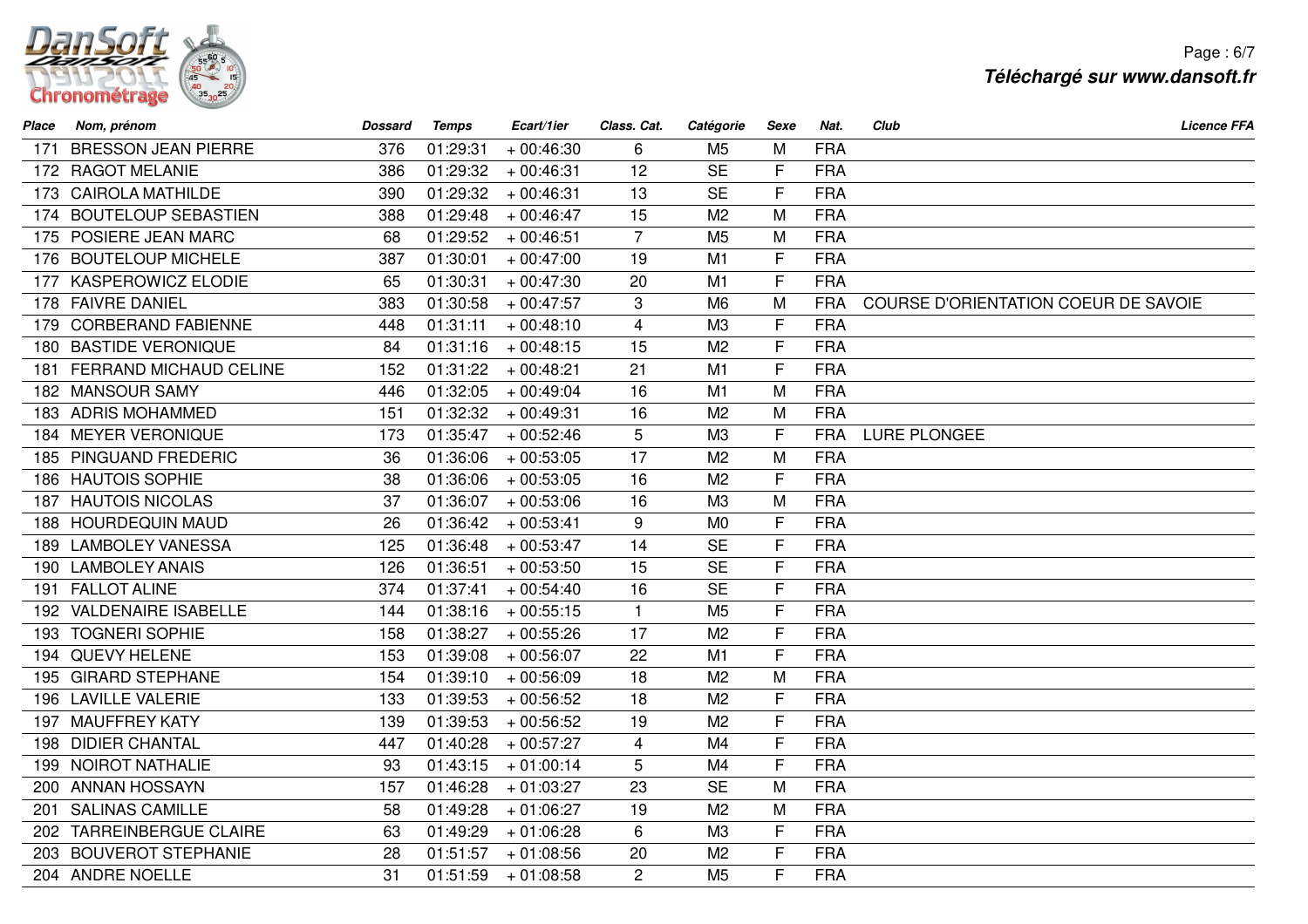| Place | Nom, prénom | Dossard | Temps | Ecart/1ier | Class. Cat. | Catégorie | Sexe | Nat. | Club | Licence FFA |
|---|---|---|---|---|---|---|---|---|---|---|
| 171 | BRESSON JEAN PIERRE | 376 | 01:29:31 | + 00:46:30 | 6 | M5 | M | FRA | | |
| 172 | RAGOT MELANIE | 386 | 01:29:32 | + 00:46:31 | 12 | SE | F | FRA | | |
| 173 | CAIROLA MATHILDE | 390 | 01:29:32 | + 00:46:31 | 13 | SE | F | FRA | | |
| 174 | BOUTELOUP SEBASTIEN | 388 | 01:29:48 | + 00:46:47 | 15 | M2 | M | FRA | | |
| 175 | POSIERE JEAN MARC | 68 | 01:29:52 | + 00:46:51 | 7 | M5 | M | FRA | | |
| 176 | BOUTELOUP MICHELE | 387 | 01:30:01 | + 00:47:00 | 19 | M1 | F | FRA | | |
| 177 | KASPEROWICZ ELODIE | 65 | 01:30:31 | + 00:47:30 | 20 | M1 | F | FRA | | |
| 178 | FAIVRE DANIEL | 383 | 01:30:58 | + 00:47:57 | 3 | M6 | M | FRA | COURSE D'ORIENTATION COEUR DE SAVOIE | |
| 179 | CORBERAND FABIENNE | 448 | 01:31:11 | + 00:48:10 | 4 | M3 | F | FRA | | |
| 180 | BASTIDE VERONIQUE | 84 | 01:31:16 | + 00:48:15 | 15 | M2 | F | FRA | | |
| 181 | FERRAND MICHAUD CELINE | 152 | 01:31:22 | + 00:48:21 | 21 | M1 | F | FRA | | |
| 182 | MANSOUR SAMY | 446 | 01:32:05 | + 00:49:04 | 16 | M1 | M | FRA | | |
| 183 | ADRIS MOHAMMED | 151 | 01:32:32 | + 00:49:31 | 16 | M2 | M | FRA | | |
| 184 | MEYER VERONIQUE | 173 | 01:35:47 | + 00:52:46 | 5 | M3 | F | FRA | LURE PLONGEE | |
| 185 | PINGUAND FREDERIC | 36 | 01:36:06 | + 00:53:05 | 17 | M2 | M | FRA | | |
| 186 | HAUTOIS SOPHIE | 38 | 01:36:06 | + 00:53:05 | 16 | M2 | F | FRA | | |
| 187 | HAUTOIS NICOLAS | 37 | 01:36:07 | + 00:53:06 | 16 | M3 | M | FRA | | |
| 188 | HOURDEQUIN MAUD | 26 | 01:36:42 | + 00:53:41 | 9 | M0 | F | FRA | | |
| 189 | LAMBOLEY VANESSA | 125 | 01:36:48 | + 00:53:47 | 14 | SE | F | FRA | | |
| 190 | LAMBOLEY ANAIS | 126 | 01:36:51 | + 00:53:50 | 15 | SE | F | FRA | | |
| 191 | FALLOT ALINE | 374 | 01:37:41 | + 00:54:40 | 16 | SE | F | FRA | | |
| 192 | VALDENAIRE ISABELLE | 144 | 01:38:16 | + 00:55:15 | 1 | M5 | F | FRA | | |
| 193 | TOGNERI SOPHIE | 158 | 01:38:27 | + 00:55:26 | 17 | M2 | F | FRA | | |
| 194 | QUEVY HELENE | 153 | 01:39:08 | + 00:56:07 | 22 | M1 | F | FRA | | |
| 195 | GIRARD STEPHANE | 154 | 01:39:10 | + 00:56:09 | 18 | M2 | M | FRA | | |
| 196 | LAVILLE VALERIE | 133 | 01:39:53 | + 00:56:52 | 18 | M2 | F | FRA | | |
| 197 | MAUFFREY KATY | 139 | 01:39:53 | + 00:56:52 | 19 | M2 | F | FRA | | |
| 198 | DIDIER CHANTAL | 447 | 01:40:28 | + 00:57:27 | 4 | M4 | F | FRA | | |
| 199 | NOIROT NATHALIE | 93 | 01:43:15 | + 01:00:14 | 5 | M4 | F | FRA | | |
| 200 | ANNAN HOSSAYN | 157 | 01:46:28 | + 01:03:27 | 23 | SE | M | FRA | | |
| 201 | SALINAS CAMILLE | 58 | 01:49:28 | + 01:06:27 | 19 | M2 | M | FRA | | |
| 202 | TARREINBERGUE CLAIRE | 63 | 01:49:29 | + 01:06:28 | 6 | M3 | F | FRA | | |
| 203 | BOUVEROT STEPHANIE | 28 | 01:51:57 | + 01:08:56 | 20 | M2 | F | FRA | | |
| 204 | ANDRE NOELLE | 31 | 01:51:59 | + 01:08:58 | 2 | M5 | F | FRA | | |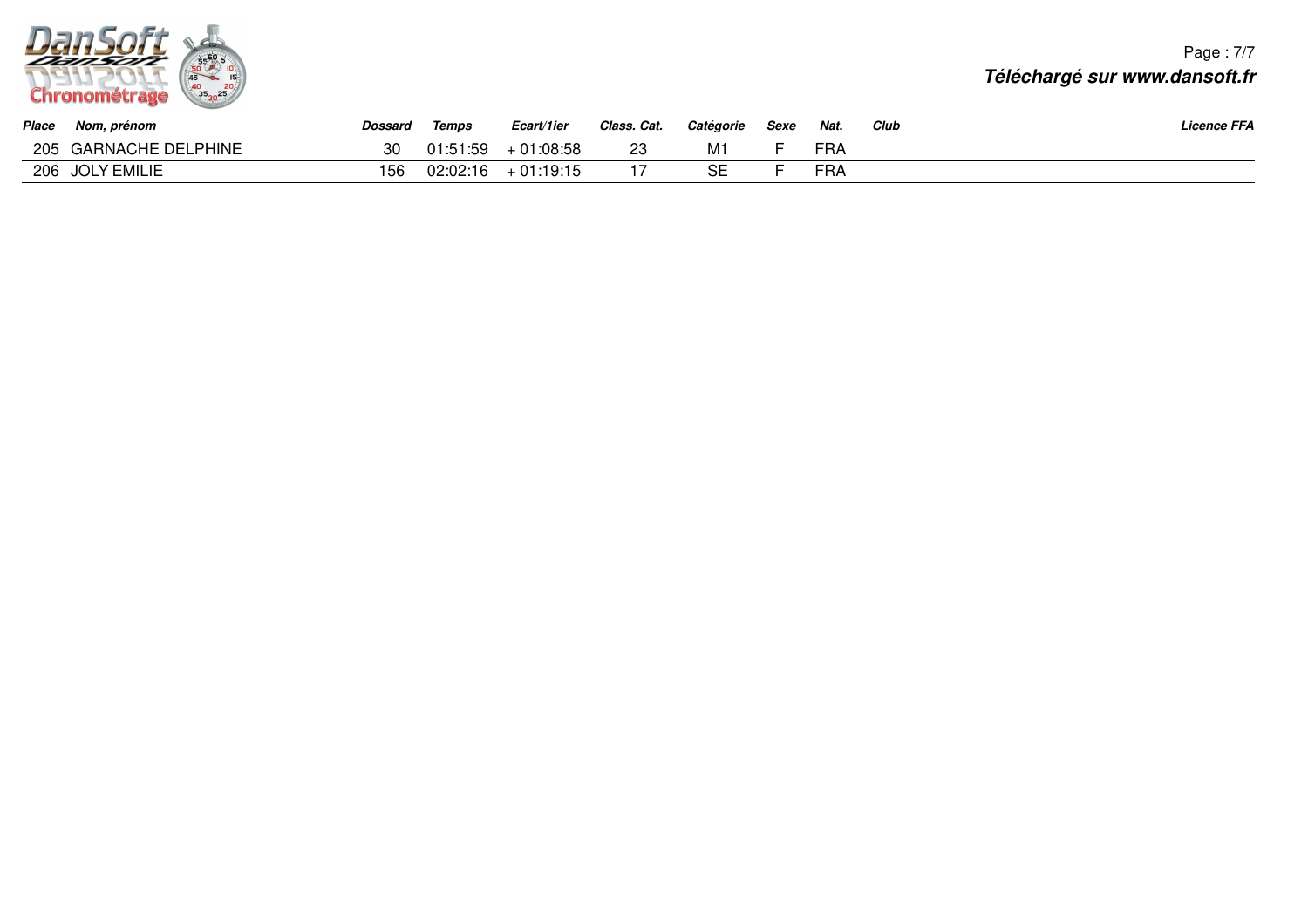| Place | Nom, prénom | Dossard | Temps | Ecart/1ier | Class. Cat. | Catégorie | Sexe | Nat. | Club | Licence FFA |
|---|---|---|---|---|---|---|---|---|---|---|
| 205 | GARNACHE DELPHINE | 30 | 01:51:59 | + 01:08:58 | 23 | M1 | F | FRA | | |
| 206 | JOLY EMILIE | 156 | 02:02:16 | + 01:19:15 | 17 | SE | F | FRA | | |